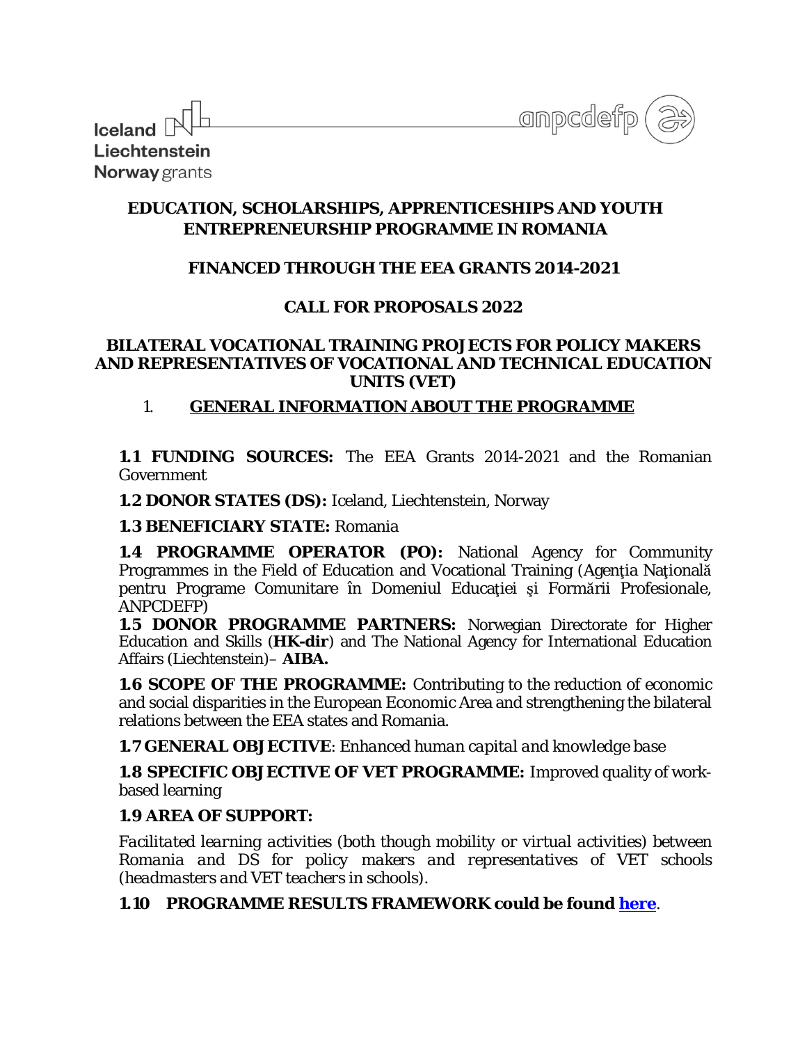Iceland
Liechtenstein
Norway grants

anpcdefp

# EDUCATION, SCHOLARSHIPS, APPRENTICESHIPS AND YOUTH ENTREPRENEURSHIP PROGRAMME IN ROMANIA

## FINANCED THROUGH THE EEA GRANTS 2014-2021

## CALL FOR PROPOSALS 2022

## BILATERAL VOCATIONAL TRAINING PROJECTS FOR POLICY MAKERS AND REPRESENTATIVES OF VOCATIONAL AND TECHNICAL EDUCATION UNITS (VET)

## 1. GENERAL INFORMATION ABOUT THE PROGRAMME

**1.1 FUNDING SOURCES:** The EEA Grants 2014-2021 and the Romanian Government

**1.2 DONOR STATES (DS):** Iceland, Liechtenstein, Norway

**1.3 BENEFICIARY STATE:** Romania

**1.4 PROGRAMME OPERATOR (PO):** National Agency for Community Programmes in the Field of Education and Vocational Training (Agenţia Naţională pentru Programe Comunitare în Domeniul Educaţiei şi Formării Profesionale, ANPCDEFP)

**1.5 DONOR PROGRAMME PARTNERS:** Norwegian Directorate for Higher Education and Skills (**HK-dir**) and The National Agency for International Education Affairs (Liechtenstein)– **AIBA.**

**1.6 SCOPE OF THE PROGRAMME:** Contributing to the reduction of economic and social disparities in the European Economic Area and strengthening the bilateral relations between the EEA states and Romania.

**1.7 GENERAL OBJECTIVE**: *Enhanced human capital and knowledge base*

**1.8 SPECIFIC OBJECTIVE OF VET PROGRAMME:** Improved quality of work-based learning

**1.9 AREA OF SUPPORT:**

*Facilitated learning activities (both though mobility or virtual activities) between Romania and DS for policy makers and representatives of VET schools (headmasters and VET teachers in schools).*

**1.10 PROGRAMME RESULTS FRAMEWORK could be found here.**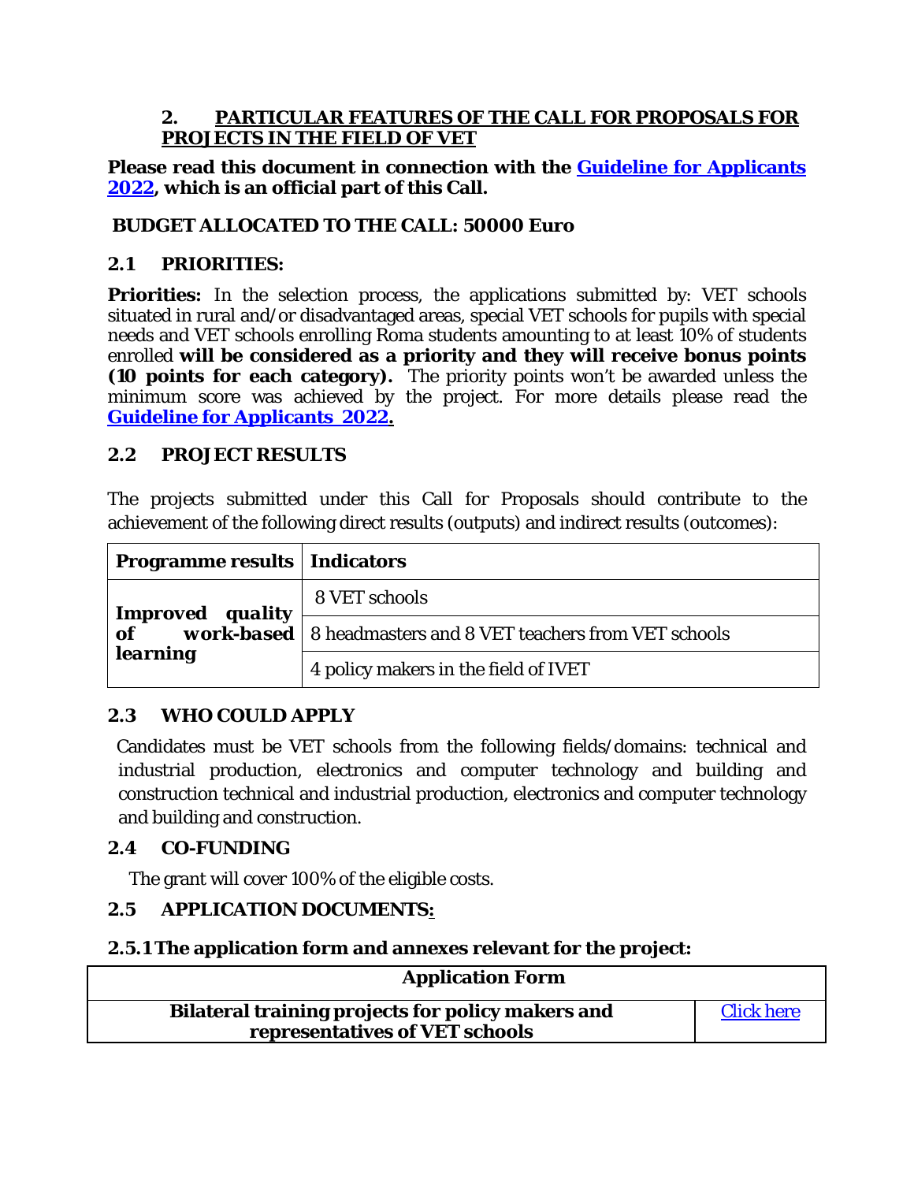## 2. PARTICULAR FEATURES OF THE CALL FOR PROPOSALS FOR PROJECTS IN THE FIELD OF VET

**Please read this document in connection with the [Guideline for Applicants 2022](), which is an official part of this Call.**

**BUDGET ALLOCATED TO THE CALL: 50000 Euro**

### 2.1 PRIORITIES:

**Priorities:** In the selection process, the applications submitted by: VET schools situated in rural and/or disadvantaged areas, special VET schools for pupils with special needs and VET schools enrolling Roma students amounting to at least 10% of students enrolled **will be considered as a priority and they will receive bonus points (10 points for each category).** The priority points won't be awarded unless the minimum score was achieved by the project. For more details please read the **[Guideline for Applicants 2022]().**

### 2.2 PROJECT RESULTS

The projects submitted under this Call for Proposals should contribute to the achievement of the following direct results (outputs) and indirect results (outcomes):

| Programme results | Indicators |
|---|---|
| ***Improved quality of work-based learning*** | 8 VET schools |
| | 8 headmasters and 8 VET teachers from VET schools |
| | 4 policy makers in the field of IVET |

### 2.3 WHO COULD APPLY

Candidates must be VET schools from the following fields/domains: technical and industrial production, electronics and computer technology and building and construction technical and industrial production, electronics and computer technology and building and construction.

### 2.4 CO-FUNDING

The grant will cover 100% of the eligible costs.

### 2.5 APPLICATION DOCUMENTS:

#### 2.5.1 The application form and annexes relevant for the project:

| **Application Form** | |
|---|---|
| **Bilateral training projects for policy makers and representatives of VET schools** | [Click here]() |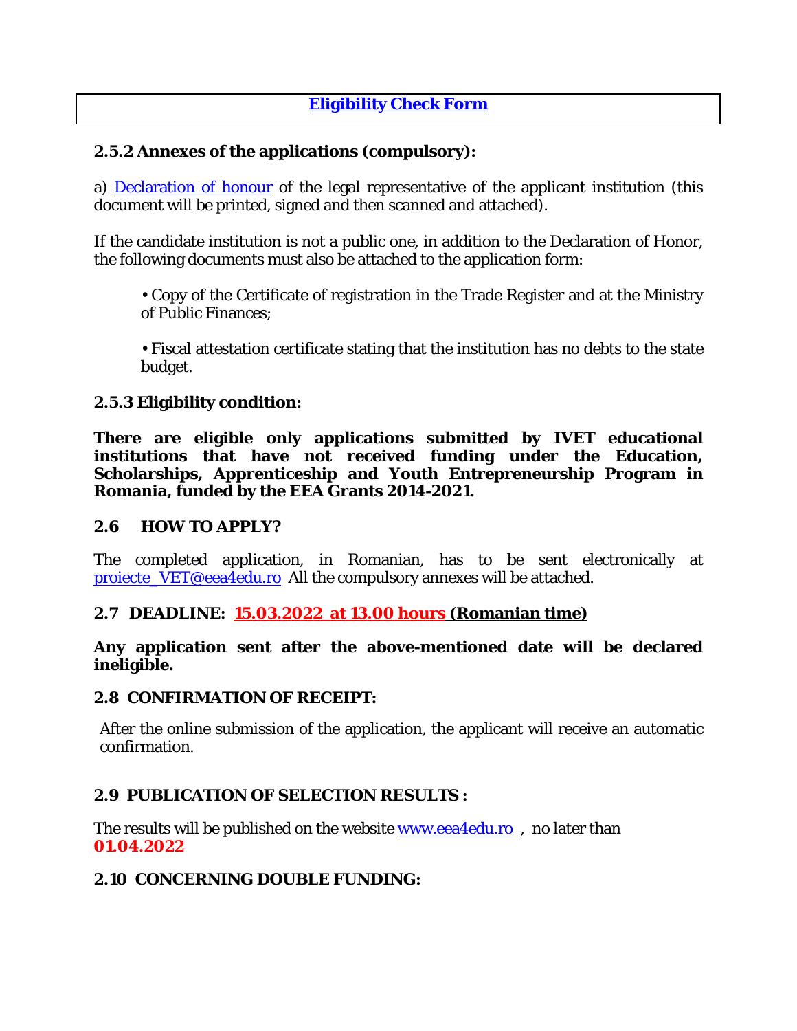**[Eligibility Check Form]**

**2.5.2 Annexes of the applications (compulsory):**

a) [Declaration of honour] of the legal representative of the applicant institution (this document will be printed, signed and then scanned and attached).

If the candidate institution is not a public one, in addition to the Declaration of Honor, the following documents must also be attached to the application form:

- Copy of the Certificate of registration in the Trade Register and at the Ministry of Public Finances;
- Fiscal attestation certificate stating that the institution has no debts to the state budget.

**2.5.3 Eligibility condition:**

**There are eligible only applications submitted by IVET educational institutions that have not received funding under the Education, Scholarships, Apprenticeship and Youth Entrepreneurship Program in Romania, funded by the EEA Grants 2014-2021.**

**2.6 HOW TO APPLY?**

The completed application, in Romanian, has to be sent electronically at proiecte_VET@eea4edu.ro All the compulsory annexes will be attached.

**2.7 DEADLINE: 15.03.2022 at 13.00 hours (Romanian time)**

**Any application sent after the above-mentioned date will be declared ineligible.**

**2.8 CONFIRMATION OF RECEIPT:**

After the online submission of the application, the applicant will receive an automatic confirmation.

**2.9 PUBLICATION OF SELECTION RESULTS :**

The results will be published on the website www.eea4edu.ro , no later than **01.04.2022**

**2.10 CONCERNING DOUBLE FUNDING:**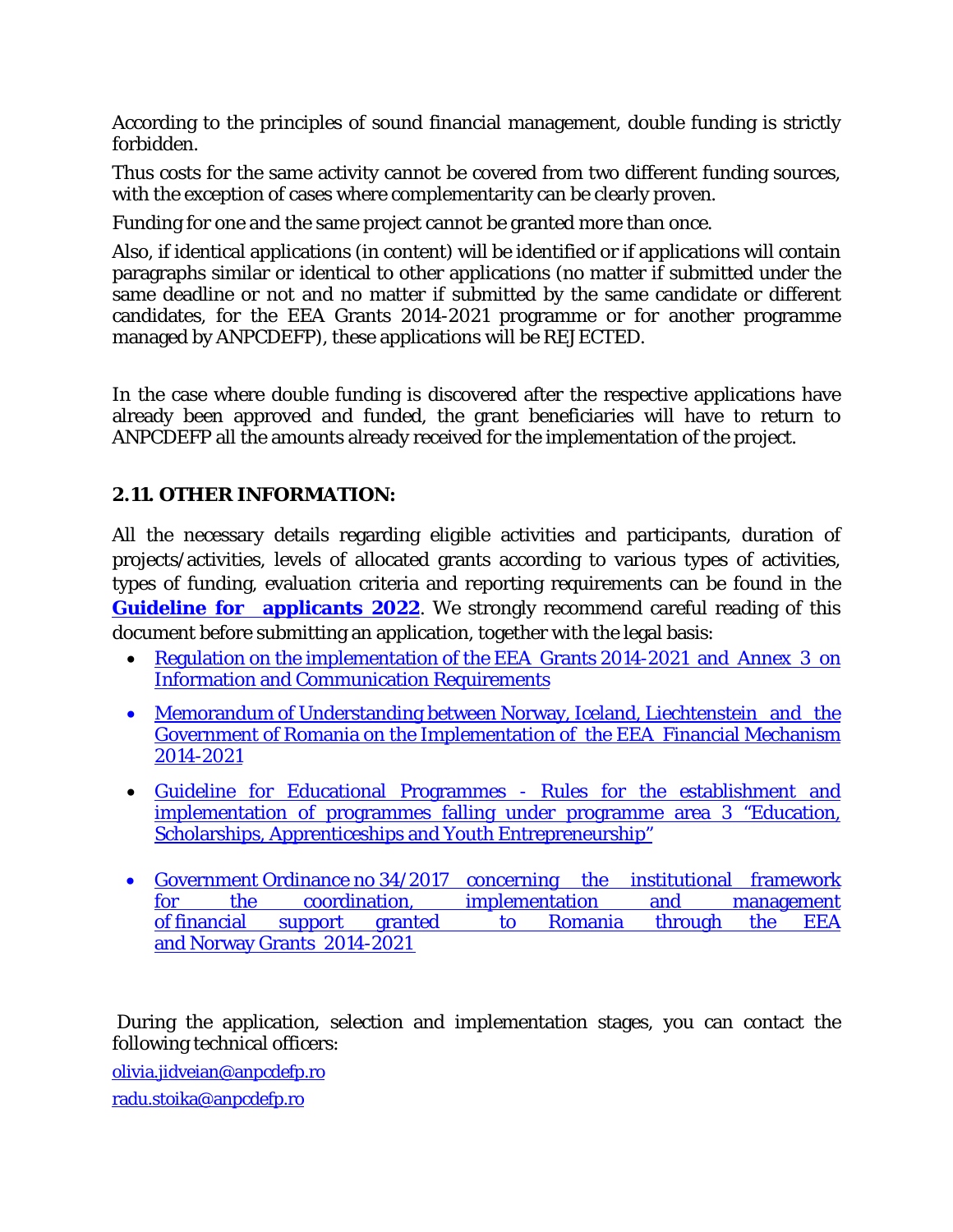According to the principles of sound financial management, double funding is strictly forbidden.

Thus costs for the same activity cannot be covered from two different funding sources, with the exception of cases where complementarity can be clearly proven.

Funding for one and the same project cannot be granted more than once.

Also, if identical applications (in content) will be identified or if applications will contain paragraphs similar or identical to other applications (no matter if submitted under the same deadline or not and no matter if submitted by the same candidate or different candidates, for the EEA Grants 2014-2021 programme or for another programme managed by ANPCDEFP), these applications will be REJECTED.

In the case where double funding is discovered after the respective applications have already been approved and funded, the grant beneficiaries will have to return to ANPCDEFP all the amounts already received for the implementation of the project.

## 2.11. OTHER INFORMATION:

All the necessary details regarding eligible activities and participants, duration of projects/activities, levels of allocated grants according to various types of activities, types of funding, evaluation criteria and reporting requirements can be found in the **Guideline for applicants 2022**. We strongly recommend careful reading of this document before submitting an application, together with the legal basis:

- Regulation on the implementation of the EEA Grants 2014-2021 and Annex 3 on Information and Communication Requirements
- Memorandum of Understanding between Norway, Iceland, Liechtenstein and the Government of Romania on the Implementation of the EEA Financial Mechanism 2014-2021
- Guideline for Educational Programmes - Rules for the establishment and implementation of programmes falling under programme area 3 "Education, Scholarships, Apprenticeships and Youth Entrepreneurship"
- Government Ordinance no 34/2017 concerning the institutional framework for the coordination, implementation and management of financial support granted to Romania through the EEA and Norway Grants 2014-2021

During the application, selection and implementation stages, you can contact the following technical officers:

olivia.jidveian@anpcdefp.ro

radu.stoika@anpcdefp.ro